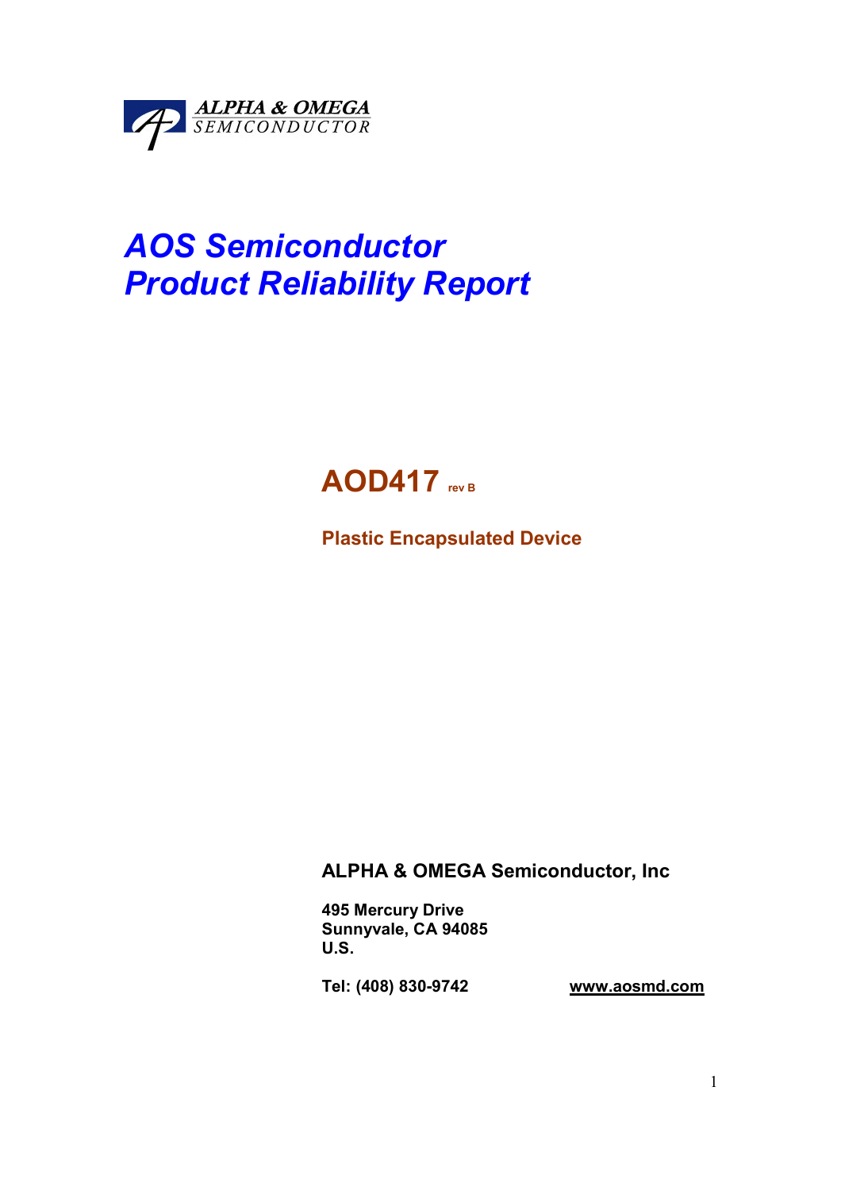ALPHA & OMEGA
SEMICONDUCTOR

# *AOS Semiconductor*
# *Product Reliability Report*

## AOD417 rev B

**Plastic Encapsulated Device**

**ALPHA & OMEGA Semiconductor, Inc**

**495 Mercury Drive**
**Sunnyvale, CA 94085**
**U.S.**

**Tel: (408) 830-9742** **www.aosmd.com**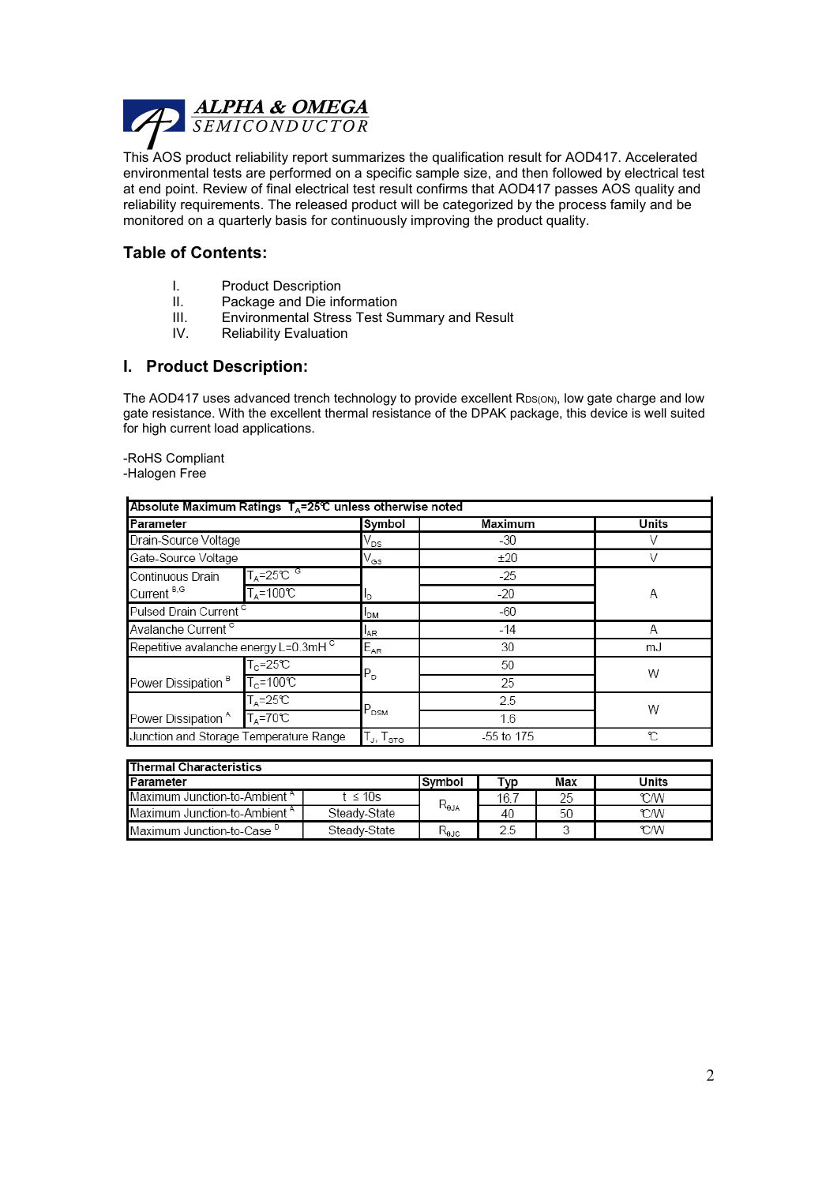ALPHA & OMEGA SEMICONDUCTOR

This AOS product reliability report summarizes the qualification result for AOD417. Accelerated environmental tests are performed on a specific sample size, and then followed by electrical test at end point. Review of final electrical test result confirms that AOD417 passes AOS quality and reliability requirements. The released product will be categorized by the process family and be monitored on a quarterly basis for continuously improving the product quality.

## Table of Contents:

I. Product Description
II. Package and Die information
III. Environmental Stress Test Summary and Result
IV. Reliability Evaluation

## I. Product Description:

The AOD417 uses advanced trench technology to provide excellent $R_{DS(ON)}$, low gate charge and low gate resistance. With the excellent thermal resistance of the DPAK package, this device is well suited for high current load applications.

-RoHS Compliant
-Halogen Free

| Absolute Maximum Ratings $T_A$=25℃ unless otherwise noted | | | | |
|---|---|---|---|---|
| Parameter | | Symbol | Maximum | Units |
| Drain-Source Voltage | | $V_{DS}$ | -30 | V |
| Gate-Source Voltage | | $V_{GS}$ | ±20 | V |
| Continuous Drain Current [B,G] | $T_A$=25℃ [G] | $I_D$ | -25 | A |
| | $T_A$=100℃ | | -20 | |
| Pulsed Drain Current [C] | | $I_{DM}$ | -60 | |
| Avalanche Current [C] | | $I_{AR}$ | -14 | A |
| Repetitive avalanche energy L=0.3mH [C] | | $E_{AR}$ | 30 | mJ |
| Power Dissipation [B] | $T_C$=25℃ | $P_D$ | 50 | W |
| | $T_C$=100℃ | | 25 | |
| Power Dissipation [A] | $T_A$=25℃ | $P_{DSM}$ | 2.5 | W |
| | $T_A$=70℃ | | 1.6 | |
| Junction and Storage Temperature Range | | $T_J$, $T_{STG}$ | -55 to 175 | ℃ |

| Thermal Characteristics | | | | | |
|---|---|---|---|---|---|
| Parameter | | Symbol | Typ | Max | Units |
| Maximum Junction-to-Ambient [A] | t ≤ 10s | $R_{\theta JA}$ | 16.7 | 25 | ℃/W |
| Maximum Junction-to-Ambient [A] | Steady-State | | 40 | 50 | ℃/W |
| Maximum Junction-to-Case [D] | Steady-State | $R_{\theta JC}$ | 2.5 | 3 | ℃/W |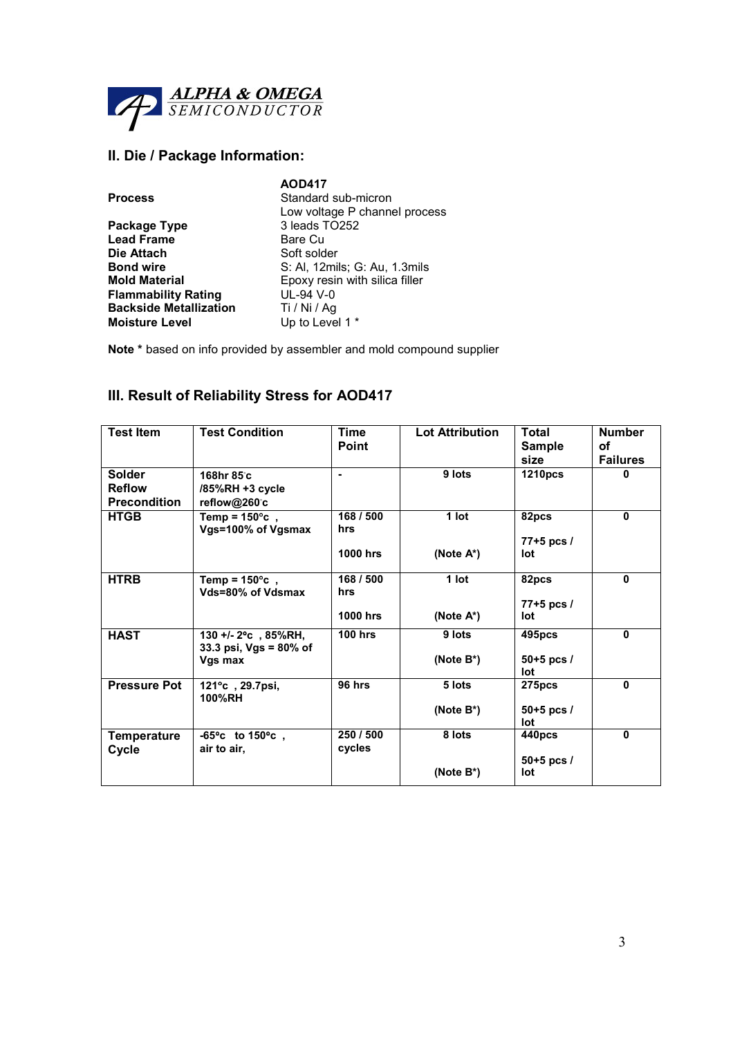## II. Die / Package Information:

| | AOD417 |
|---|---|
| **Process** | Standard sub-micron<br>Low voltage P channel process |
| **Package Type** | 3 leads TO252 |
| **Lead Frame** | Bare Cu |
| **Die Attach** | Soft solder |
| **Bond wire** | S: Al, 12mils; G: Au, 1.3mils |
| **Mold Material** | Epoxy resin with silica filler |
| **Flammability Rating** | UL-94 V-0 |
| **Backside Metallization** | Ti / Ni / Ag |
| **Moisture Level** | Up to Level 1 * |

**Note *** based on info provided by assembler and mold compound supplier

## III. Result of Reliability Stress for AOD417

| Test Item | Test Condition | Time Point | Lot Attribution | Total Sample size | Number of Failures |
|---|---|---|---|---|---|
| **Solder Reflow Precondition** | 168hr 85°c /85%RH +3 cycle reflow@260°c | - | 9 lots | 1210pcs | 0 |
| **HTGB** | Temp = 150°c , Vgs=100% of Vgsmax | 168 / 500 hrs<br>1000 hrs | 1 lot<br>(Note A*) | 82pcs<br>77+5 pcs / lot | 0 |
| **HTRB** | Temp = 150°c , Vds=80% of Vdsmax | 168 / 500 hrs<br>1000 hrs | 1 lot<br>(Note A*) | 82pcs<br>77+5 pcs / lot | 0 |
| **HAST** | 130 +/- 2°c , 85%RH, 33.3 psi, Vgs = 80% of Vgs max | 100 hrs | 9 lots<br>(Note B*) | 495pcs<br>50+5 pcs / lot | 0 |
| **Pressure Pot** | 121°c , 29.7psi, 100%RH | 96 hrs | 5 lots<br>(Note B*) | 275pcs<br>50+5 pcs / lot | 0 |
| **Temperature Cycle** | -65°c to 150°c , air to air, | 250 / 500 cycles | 8 lots<br>(Note B*) | 440pcs<br>50+5 pcs / lot | 0 |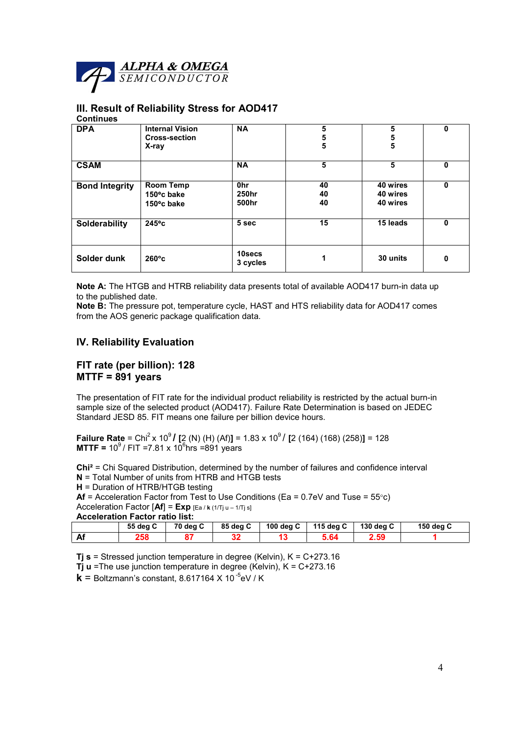## III. Result of Reliability Stress for AOD417

**Continues**

| | | | | | |
|---|---|---|---|---|---|
| **DPA** | **Internal Vision**<br>**Cross-section**<br>**X-ray** | **NA** | **5**<br>**5**<br>**5** | **5**<br>**5**<br>**5** | **0** |
| **CSAM** | | **NA** | **5** | **5** | **0** |
| **Bond Integrity** | **Room Temp**<br>**150ºc bake**<br>**150ºc bake** | **0hr**<br>**250hr**<br>**500hr** | **40**<br>**40**<br>**40** | **40 wires**<br>**40 wires**<br>**40 wires** | **0** |
| **Solderability** | **245ºc** | **5 sec** | **15** | **15 leads** | **0** |
| **Solder dunk** | **260ºc** | **10secs**<br>**3 cycles** | **1** | **30 units** | **0** |

**Note A:** The HTGB and HTRB reliability data presents total of available AOD417 burn-in data up to the published date.
**Note B:** The pressure pot, temperature cycle, HAST and HTS reliability data for AOD417 comes from the AOS generic package qualification data.

## IV. Reliability Evaluation

### FIT rate (per billion): 128
### MTTF = 891 years

The presentation of FIT rate for the individual product reliability is restricted by the actual burn-in sample size of the selected product (AOD417). Failure Rate Determination is based on JEDEC Standard JESD 85. FIT means one failure per billion device hours.

**Failure Rate** = $Chi^2 \times 10^9$ **/ [**2 (N) (H) (Af)**]** = $1.83 \times 10^9$ / **[**2 (164) (168) (258)**]** = 128
**MTTF =** $10^9$ / FIT = $7.81 \times 10^6$hrs =891 years

**Chi²** = Chi Squared Distribution, determined by the number of failures and confidence interval
**N** = Total Number of units from HTRB and HTGB tests
**H** = Duration of HTRB/HTGB testing
**Af** = Acceleration Factor from Test to Use Conditions (Ea = 0.7eV and Tuse = 55°c)
Acceleration Factor [**Af**] = **Exp** [Ea / **k** (1/Tj u – 1/Tj s)]

**Acceleration Factor ratio list:**

| | 55 deg C | 70 deg C | 85 deg C | 100 deg C | 115 deg C | 130 deg C | 150 deg C |
|---|---|---|---|---|---|---|---|
| **Af** | 258 | 87 | 32 | 13 | 5.64 | 2.59 | 1 |

**Tj s** = Stressed junction temperature in degree (Kelvin), K = C+273.16
**Tj u** =The use junction temperature in degree (Kelvin), K = C+273.16
**k** = Boltzmann's constant, $8.617164 \times 10^{-5}$eV / K